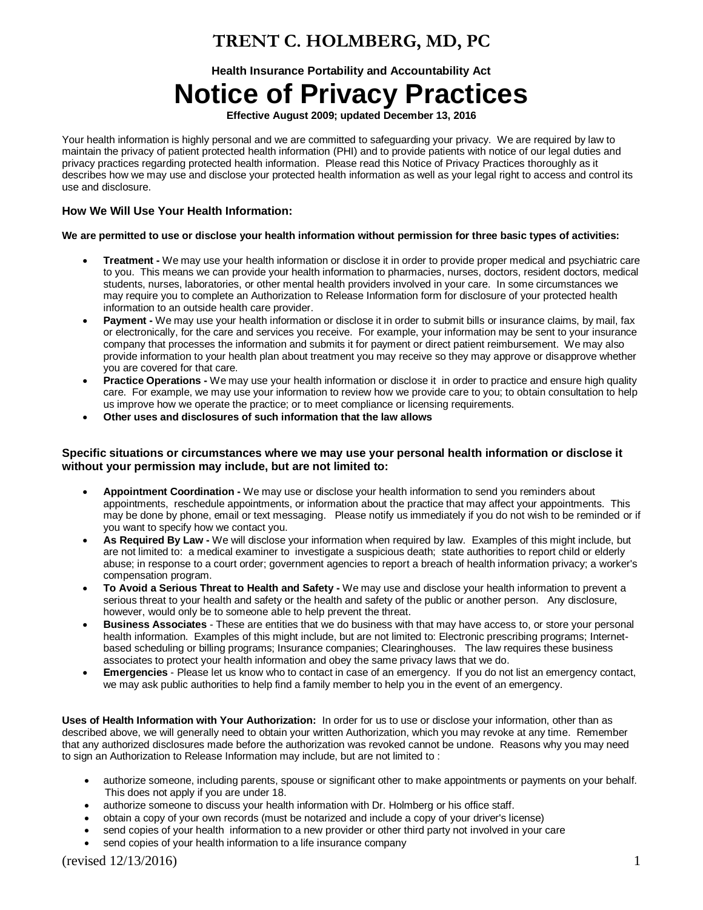# TRENT C. HOLMBERG, MD, PC

**Health Insurance Portability and Accountability Act**

# Notice of Privacy Practices

**Effective August 2009; updated December 13, 2016**

Your health information is highly personal and we are committed to safeguarding your privacy. We are required by law to maintain the privacy of patient protected health information (PHI) and to provide patients with notice of our legal duties and privacy practices regarding protected health information. Please read this Notice of Privacy Practices thoroughly as it describes how we may use and disclose your protected health information as well as your legal right to access and control its use and disclosure.

### How We Will Use Your Health Information:

**We are permitted to use or disclose your health information without permission for three basic types of activities:**

- **Treatment -** We may use your health information or disclose it in order to provide proper medical and psychiatric care to you. This means we can provide your health information to pharmacies, nurses, doctors, resident doctors, medical students, nurses, laboratories, or other mental health providers involved in your care. In some circumstances we may require you to complete an Authorization to Release Information form for disclosure of your protected health information to an outside health care provider.
- **Payment -** We may use your health information or disclose it in order to submit bills or insurance claims, by mail, fax or electronically, for the care and services you receive. For example, your information may be sent to your insurance company that processes the information and submits it for payment or direct patient reimbursement. We may also provide information to your health plan about treatment you may receive so they may approve or disapprove whether you are covered for that care.
- **Practice Operations -** We may use your health information or disclose it in order to practice and ensure high quality care. For example, we may use your information to review how we provide care to you; to obtain consultation to help us improve how we operate the practice; or to meet compliance or licensing requirements.
- **Other uses and disclosures of such information that the law allows**

### Specific situations or circumstances where we may use your personal health information or disclose it without your permission may include, but are not limited to:

- **Appointment Coordination -** We may use or disclose your health information to send you reminders about appointments, reschedule appointments, or information about the practice that may affect your appointments. This may be done by phone, email or text messaging. Please notify us immediately if you do not wish to be reminded or if you want to specify how we contact you.
- **As Required By Law -** We will disclose your information when required by law. Examples of this might include, but are not limited to: a medical examiner to investigate a suspicious death; state authorities to report child or elderly abuse; in response to a court order; government agencies to report a breach of health information privacy; a worker's compensation program.
- **To Avoid a Serious Threat to Health and Safety -** We may use and disclose your health information to prevent a serious threat to your health and safety or the health and safety of the public or another person. Any disclosure, however, would only be to someone able to help prevent the threat.
- **Business Associates** - These are entities that we do business with that may have access to, or store your personal health information. Examples of this might include, but are not limited to: Electronic prescribing programs; Internet-based scheduling or billing programs; Insurance companies; Clearinghouses. The law requires these business associates to protect your health information and obey the same privacy laws that we do.
- **Emergencies** - Please let us know who to contact in case of an emergency. If you do not list an emergency contact, we may ask public authorities to help find a family member to help you in the event of an emergency.

**Uses of Health Information with Your Authorization:** In order for us to use or disclose your information, other than as described above, we will generally need to obtain your written Authorization, which you may revoke at any time. Remember that any authorized disclosures made before the authorization was revoked cannot be undone. Reasons why you may need to sign an Authorization to Release Information may include, but are not limited to :

- authorize someone, including parents, spouse or significant other to make appointments or payments on your behalf. This does not apply if you are under 18.
- authorize someone to discuss your health information with Dr. Holmberg or his office staff.
- obtain a copy of your own records (must be notarized and include a copy of your driver's license)
- send copies of your health information to a new provider or other third party not involved in your care
- send copies of your health information to a life insurance company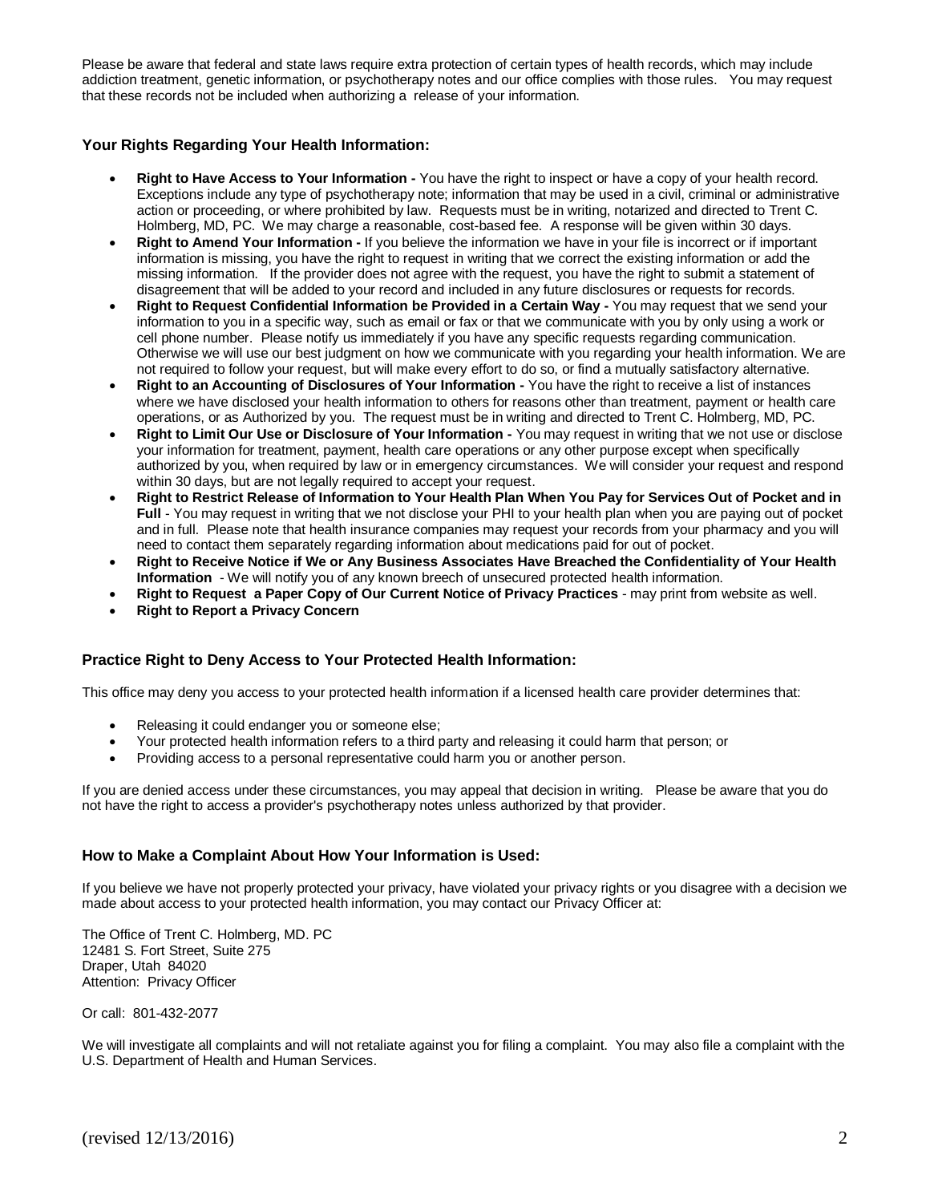Please be aware that federal and state laws require extra protection of certain types of health records, which may include addiction treatment, genetic information, or psychotherapy notes and our office complies with those rules. You may request that these records not be included when authorizing a release of your information.

### Your Rights Regarding Your Health Information:

- **Right to Have Access to Your Information -** You have the right to inspect or have a copy of your health record. Exceptions include any type of psychotherapy note; information that may be used in a civil, criminal or administrative action or proceeding, or where prohibited by law. Requests must be in writing, notarized and directed to Trent C. Holmberg, MD, PC. We may charge a reasonable, cost-based fee. A response will be given within 30 days.
- **Right to Amend Your Information -** If you believe the information we have in your file is incorrect or if important information is missing, you have the right to request in writing that we correct the existing information or add the missing information. If the provider does not agree with the request, you have the right to submit a statement of disagreement that will be added to your record and included in any future disclosures or requests for records.
- **Right to Request Confidential Information be Provided in a Certain Way -** You may request that we send your information to you in a specific way, such as email or fax or that we communicate with you by only using a work or cell phone number. Please notify us immediately if you have any specific requests regarding communication. Otherwise we will use our best judgment on how we communicate with you regarding your health information. We are not required to follow your request, but will make every effort to do so, or find a mutually satisfactory alternative.
- **Right to an Accounting of Disclosures of Your Information -** You have the right to receive a list of instances where we have disclosed your health information to others for reasons other than treatment, payment or health care operations, or as Authorized by you. The request must be in writing and directed to Trent C. Holmberg, MD, PC.
- **Right to Limit Our Use or Disclosure of Your Information -** You may request in writing that we not use or disclose your information for treatment, payment, health care operations or any other purpose except when specifically authorized by you, when required by law or in emergency circumstances. We will consider your request and respond within 30 days, but are not legally required to accept your request.
- **Right to Restrict Release of Information to Your Health Plan When You Pay for Services Out of Pocket and in Full** - You may request in writing that we not disclose your PHI to your health plan when you are paying out of pocket and in full. Please note that health insurance companies may request your records from your pharmacy and you will need to contact them separately regarding information about medications paid for out of pocket.
- **Right to Receive Notice if We or Any Business Associates Have Breached the Confidentiality of Your Health Information** - We will notify you of any known breech of unsecured protected health information.
- **Right to Request a Paper Copy of Our Current Notice of Privacy Practices** - may print from website as well.
- **Right to Report a Privacy Concern**

### Practice Right to Deny Access to Your Protected Health Information:

This office may deny you access to your protected health information if a licensed health care provider determines that:

- Releasing it could endanger you or someone else;
- Your protected health information refers to a third party and releasing it could harm that person; or
- Providing access to a personal representative could harm you or another person.

If you are denied access under these circumstances, you may appeal that decision in writing. Please be aware that you do not have the right to access a provider's psychotherapy notes unless authorized by that provider.

### How to Make a Complaint About How Your Information is Used:

If you believe we have not properly protected your privacy, have violated your privacy rights or you disagree with a decision we made about access to your protected health information, you may contact our Privacy Officer at:

The Office of Trent C. Holmberg, MD. PC
12481 S. Fort Street, Suite 275
Draper, Utah 84020
Attention: Privacy Officer

Or call: 801-432-2077

We will investigate all complaints and will not retaliate against you for filing a complaint. You may also file a complaint with the U.S. Department of Health and Human Services.

(revised 12/13/2016)